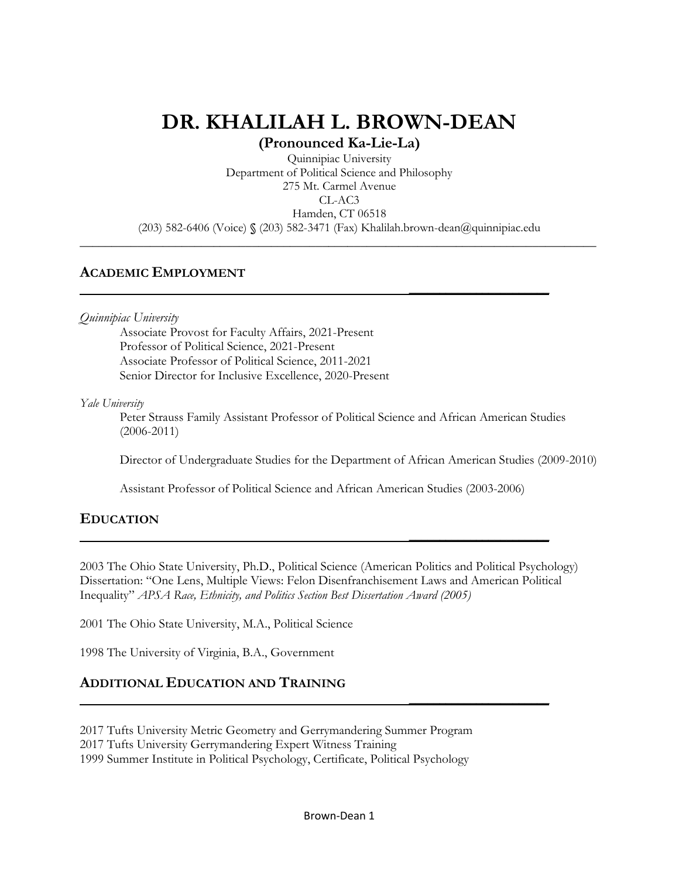# DR. KHALILAH L. BROWN-DEAN

**(Pronounced Ka-Lie-La)**

Quinnipiac University
Department of Political Science and Philosophy
275 Mt. Carmel Avenue
CL-AC3
Hamden, CT 06518
(203) 582-6406 (Voice) § (203) 582-3471 (Fax) Khalilah.brown-dean@quinnipiac.edu

## ACADEMIC EMPLOYMENT

*Quinnipiac University*

- Associate Provost for Faculty Affairs, 2021-Present
- Professor of Political Science, 2021-Present
- Associate Professor of Political Science, 2011-2021
- Senior Director for Inclusive Excellence, 2020-Present

*Yale University*

- Peter Strauss Family Assistant Professor of Political Science and African American Studies (2006-2011)
- Director of Undergraduate Studies for the Department of African American Studies (2009-2010)
- Assistant Professor of Political Science and African American Studies (2003-2006)

## EDUCATION

2003 The Ohio State University, Ph.D., Political Science (American Politics and Political Psychology) Dissertation: "One Lens, Multiple Views: Felon Disenfranchisement Laws and American Political Inequality" *APSA Race, Ethnicity, and Politics Section Best Dissertation Award (2005)*

2001 The Ohio State University, M.A., Political Science

1998 The University of Virginia, B.A., Government

## ADDITIONAL EDUCATION AND TRAINING

2017 Tufts University Metric Geometry and Gerrymandering Summer Program
2017 Tufts University Gerrymandering Expert Witness Training
1999 Summer Institute in Political Psychology, Certificate, Political Psychology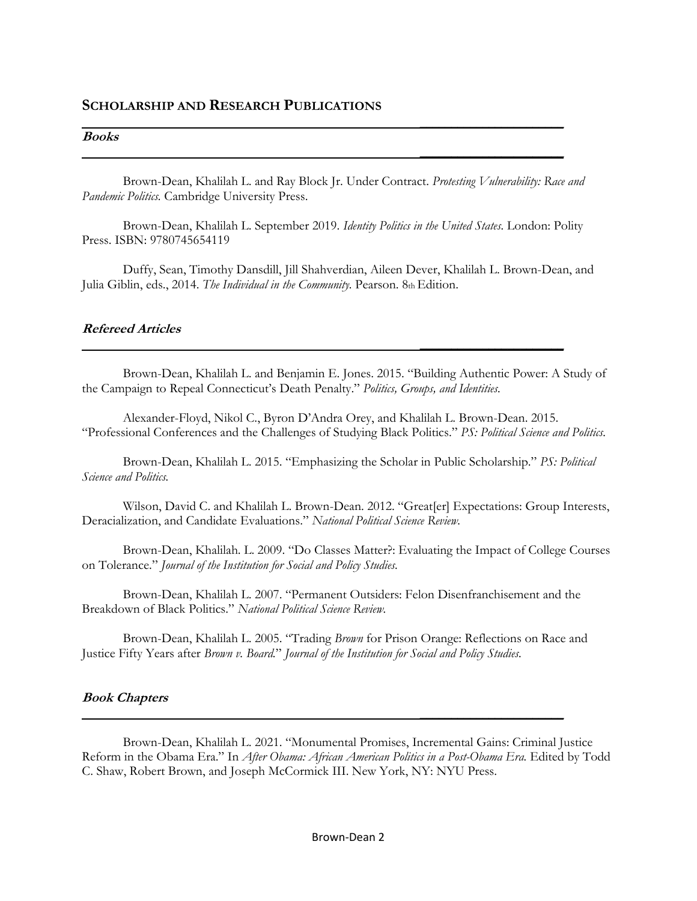## SCHOLARSHIP AND RESEARCH PUBLICATIONS

### *Books*

Brown-Dean, Khalilah L. and Ray Block Jr. Under Contract. *Protesting Vulnerability: Race and Pandemic Politics.* Cambridge University Press.

Brown-Dean, Khalilah L. September 2019. *Identity Politics in the United States*. London: Polity Press. ISBN: 9780745654119

Duffy, Sean, Timothy Dansdill, Jill Shahverdian, Aileen Dever, Khalilah L. Brown-Dean, and Julia Giblin, eds., 2014. *The Individual in the Community.* Pearson. 8th Edition.

### *Refereed Articles*

Brown-Dean, Khalilah L. and Benjamin E. Jones. 2015. "Building Authentic Power: A Study of the Campaign to Repeal Connecticut's Death Penalty." *Politics, Groups, and Identities.*

Alexander-Floyd, Nikol C., Byron D'Andra Orey, and Khalilah L. Brown-Dean. 2015. "Professional Conferences and the Challenges of Studying Black Politics." *PS: Political Science and Politics.*

Brown-Dean, Khalilah L. 2015. "Emphasizing the Scholar in Public Scholarship." *PS: Political Science and Politics.*

Wilson, David C. and Khalilah L. Brown-Dean. 2012. "Great[er] Expectations: Group Interests, Deracialization, and Candidate Evaluations." *National Political Science Review.*

Brown-Dean, Khalilah. L. 2009. "Do Classes Matter?: Evaluating the Impact of College Courses on Tolerance." *Journal of the Institution for Social and Policy Studies.*

Brown-Dean, Khalilah L. 2007. "Permanent Outsiders: Felon Disenfranchisement and the Breakdown of Black Politics." *National Political Science Review.*

Brown-Dean, Khalilah L. 2005. "Trading *Brown* for Prison Orange: Reflections on Race and Justice Fifty Years after *Brown v. Board.*" *Journal of the Institution for Social and Policy Studies.*

### *Book Chapters*

Brown-Dean, Khalilah L. 2021. "Monumental Promises, Incremental Gains: Criminal Justice Reform in the Obama Era." In *After Obama: African American Politics in a Post-Obama Era.* Edited by Todd C. Shaw, Robert Brown, and Joseph McCormick III. New York, NY: NYU Press.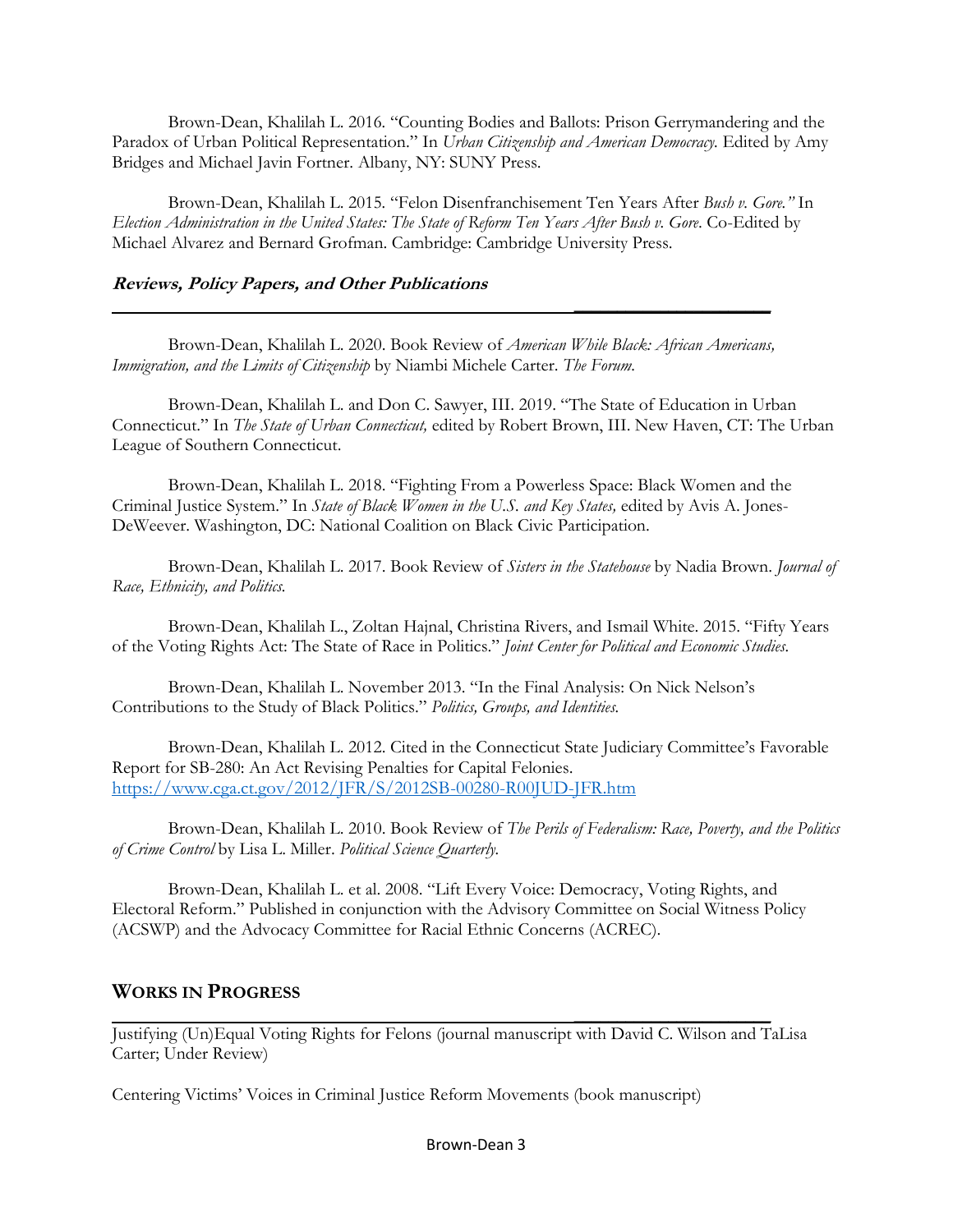Brown-Dean, Khalilah L. 2016. "Counting Bodies and Ballots: Prison Gerrymandering and the Paradox of Urban Political Representation." In *Urban Citizenship and American Democracy.* Edited by Amy Bridges and Michael Javin Fortner. Albany, NY: SUNY Press.

Brown-Dean, Khalilah L. 2015. "Felon Disenfranchisement Ten Years After *Bush v. Gore."* In *Election Administration in the United States: The State of Reform Ten Years After Bush v. Gore*. Co-Edited by Michael Alvarez and Bernard Grofman. Cambridge: Cambridge University Press.

### ***Reviews, Policy Papers, and Other Publications***

Brown-Dean, Khalilah L. 2020. Book Review of *American While Black: African Americans, Immigration, and the Limits of Citizenship* by Niambi Michele Carter. *The Forum.*

Brown-Dean, Khalilah L. and Don C. Sawyer, III. 2019. "The State of Education in Urban Connecticut." In *The State of Urban Connecticut,* edited by Robert Brown, III. New Haven, CT: The Urban League of Southern Connecticut.

Brown-Dean, Khalilah L. 2018. "Fighting From a Powerless Space: Black Women and the Criminal Justice System." In *State of Black Women in the U.S. and Key States,* edited by Avis A. Jones-DeWeever. Washington, DC: National Coalition on Black Civic Participation.

Brown-Dean, Khalilah L. 2017. Book Review of *Sisters in the Statehouse* by Nadia Brown. *Journal of Race, Ethnicity, and Politics.*

Brown-Dean, Khalilah L., Zoltan Hajnal, Christina Rivers, and Ismail White. 2015. "Fifty Years of the Voting Rights Act: The State of Race in Politics." *Joint Center for Political and Economic Studies.*

Brown-Dean, Khalilah L. November 2013. "In the Final Analysis: On Nick Nelson's Contributions to the Study of Black Politics." *Politics, Groups, and Identities.*

Brown-Dean, Khalilah L. 2012. Cited in the Connecticut State Judiciary Committee's Favorable Report for SB-280: An Act Revising Penalties for Capital Felonies. https://www.cga.ct.gov/2012/JFR/S/2012SB-00280-R00JUD-JFR.htm

Brown-Dean, Khalilah L. 2010. Book Review of *The Perils of Federalism: Race, Poverty, and the Politics of Crime Control* by Lisa L. Miller. *Political Science Quarterly.*

Brown-Dean, Khalilah L. et al. 2008. "Lift Every Voice: Democracy, Voting Rights, and Electoral Reform." Published in conjunction with the Advisory Committee on Social Witness Policy (ACSWP) and the Advocacy Committee for Racial Ethnic Concerns (ACREC).

## **WORKS IN PROGRESS**

Justifying (Un)Equal Voting Rights for Felons (journal manuscript with David C. Wilson and TaLisa Carter; Under Review)

Centering Victims' Voices in Criminal Justice Reform Movements (book manuscript)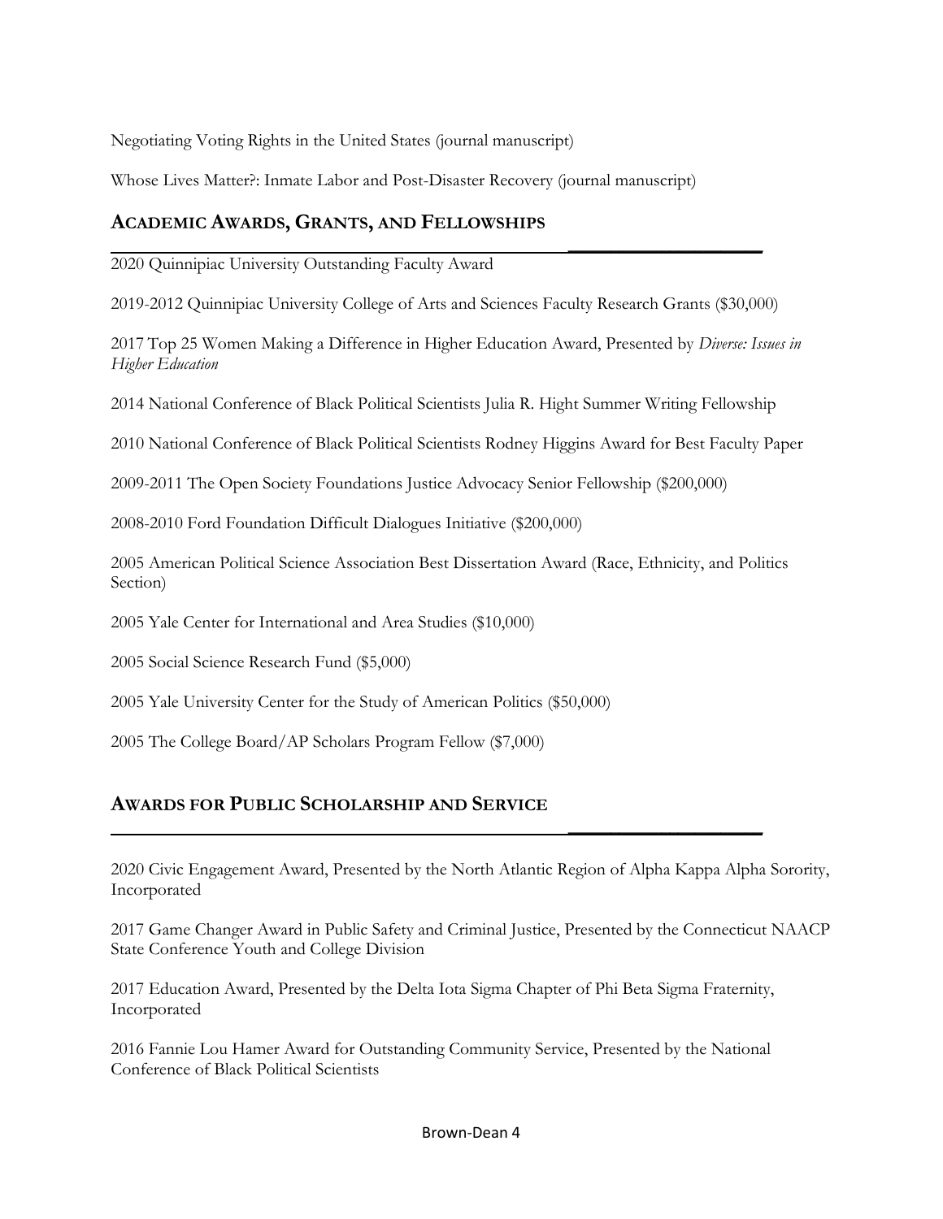Negotiating Voting Rights in the United States (journal manuscript)

Whose Lives Matter?: Inmate Labor and Post-Disaster Recovery (journal manuscript)

## ACADEMIC AWARDS, GRANTS, AND FELLOWSHIPS

2020 Quinnipiac University Outstanding Faculty Award

2019-2012 Quinnipiac University College of Arts and Sciences Faculty Research Grants ($30,000)

2017 Top 25 Women Making a Difference in Higher Education Award, Presented by *Diverse: Issues in Higher Education*

2014 National Conference of Black Political Scientists Julia R. Hight Summer Writing Fellowship

2010 National Conference of Black Political Scientists Rodney Higgins Award for Best Faculty Paper

2009-2011 The Open Society Foundations Justice Advocacy Senior Fellowship ($200,000)

2008-2010 Ford Foundation Difficult Dialogues Initiative ($200,000)

2005 American Political Science Association Best Dissertation Award (Race, Ethnicity, and Politics Section)

2005 Yale Center for International and Area Studies ($10,000)

2005 Social Science Research Fund ($5,000)

2005 Yale University Center for the Study of American Politics ($50,000)

2005 The College Board/AP Scholars Program Fellow ($7,000)

## AWARDS FOR PUBLIC SCHOLARSHIP AND SERVICE

2020 Civic Engagement Award, Presented by the North Atlantic Region of Alpha Kappa Alpha Sorority, Incorporated

2017 Game Changer Award in Public Safety and Criminal Justice, Presented by the Connecticut NAACP State Conference Youth and College Division

2017 Education Award, Presented by the Delta Iota Sigma Chapter of Phi Beta Sigma Fraternity, Incorporated

2016 Fannie Lou Hamer Award for Outstanding Community Service, Presented by the National Conference of Black Political Scientists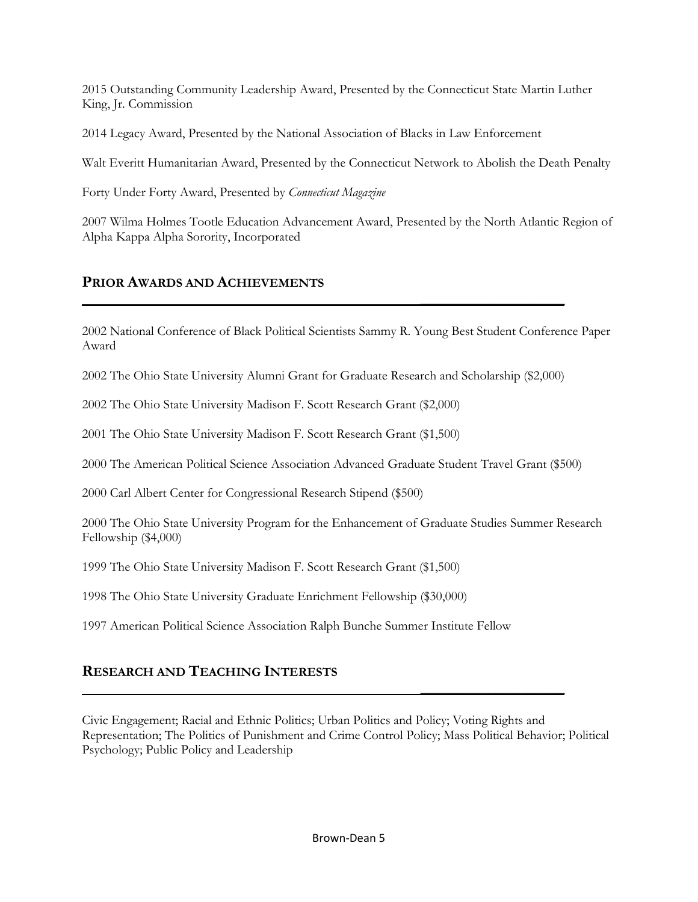2015 Outstanding Community Leadership Award, Presented by the Connecticut State Martin Luther King, Jr. Commission

2014 Legacy Award, Presented by the National Association of Blacks in Law Enforcement

Walt Everitt Humanitarian Award, Presented by the Connecticut Network to Abolish the Death Penalty

Forty Under Forty Award, Presented by *Connecticut Magazine*

2007 Wilma Holmes Tootle Education Advancement Award, Presented by the North Atlantic Region of Alpha Kappa Alpha Sorority, Incorporated

## PRIOR AWARDS AND ACHIEVEMENTS

2002 National Conference of Black Political Scientists Sammy R. Young Best Student Conference Paper Award

2002 The Ohio State University Alumni Grant for Graduate Research and Scholarship ($2,000)

2002 The Ohio State University Madison F. Scott Research Grant ($2,000)

2001 The Ohio State University Madison F. Scott Research Grant ($1,500)

2000 The American Political Science Association Advanced Graduate Student Travel Grant ($500)

2000 Carl Albert Center for Congressional Research Stipend ($500)

2000 The Ohio State University Program for the Enhancement of Graduate Studies Summer Research Fellowship ($4,000)

1999 The Ohio State University Madison F. Scott Research Grant ($1,500)

1998 The Ohio State University Graduate Enrichment Fellowship ($30,000)

1997 American Political Science Association Ralph Bunche Summer Institute Fellow

## RESEARCH AND TEACHING INTERESTS

Civic Engagement; Racial and Ethnic Politics; Urban Politics and Policy; Voting Rights and Representation; The Politics of Punishment and Crime Control Policy; Mass Political Behavior; Political Psychology; Public Policy and Leadership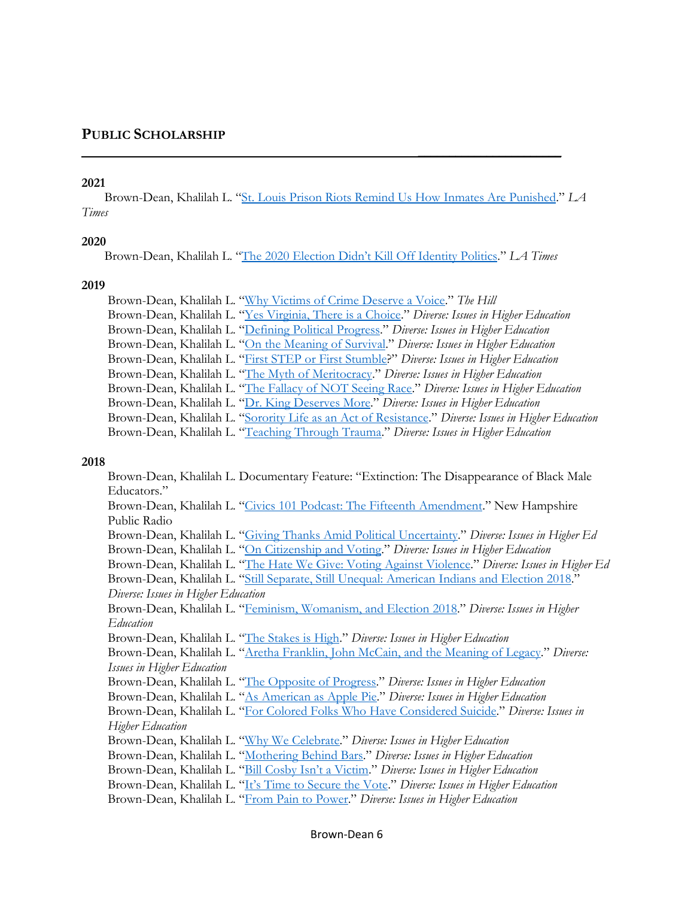## PUBLIC SCHOLARSHIP

### 2021

Brown-Dean, Khalilah L. "St. Louis Prison Riots Remind Us How Inmates Are Punished." *LA Times*

### 2020

Brown-Dean, Khalilah L. "The 2020 Election Didn't Kill Off Identity Politics." *LA Times*

### 2019

Brown-Dean, Khalilah L. "Why Victims of Crime Deserve a Voice." *The Hill*
Brown-Dean, Khalilah L. "Yes Virginia, There is a Choice." *Diverse: Issues in Higher Education*
Brown-Dean, Khalilah L. "Defining Political Progress." *Diverse: Issues in Higher Education*
Brown-Dean, Khalilah L. "On the Meaning of Survival." *Diverse: Issues in Higher Education*
Brown-Dean, Khalilah L. "First STEP or First Stumble?" *Diverse: Issues in Higher Education*
Brown-Dean, Khalilah L. "The Myth of Meritocracy." *Diverse: Issues in Higher Education*
Brown-Dean, Khalilah L. "The Fallacy of NOT Seeing Race." *Diverse: Issues in Higher Education*
Brown-Dean, Khalilah L. "Dr. King Deserves More." *Diverse: Issues in Higher Education*
Brown-Dean, Khalilah L. "Sorority Life as an Act of Resistance." *Diverse: Issues in Higher Education*
Brown-Dean, Khalilah L. "Teaching Through Trauma." *Diverse: Issues in Higher Education*

### 2018

Brown-Dean, Khalilah L. Documentary Feature: "Extinction: The Disappearance of Black Male Educators."
Brown-Dean, Khalilah L. "Civics 101 Podcast: The Fifteenth Amendment." New Hampshire Public Radio
Brown-Dean, Khalilah L. "Giving Thanks Amid Political Uncertainty." *Diverse: Issues in Higher Ed*
Brown-Dean, Khalilah L. "On Citizenship and Voting." *Diverse: Issues in Higher Education*
Brown-Dean, Khalilah L. "The Hate We Give: Voting Against Violence." *Diverse: Issues in Higher Ed*
Brown-Dean, Khalilah L. "Still Separate, Still Unequal: American Indians and Election 2018." *Diverse: Issues in Higher Education*
Brown-Dean, Khalilah L. "Feminism, Womanism, and Election 2018." *Diverse: Issues in Higher Education*
Brown-Dean, Khalilah L. "The Stakes is High." *Diverse: Issues in Higher Education*
Brown-Dean, Khalilah L. "Aretha Franklin, John McCain, and the Meaning of Legacy." *Diverse: Issues in Higher Education*
Brown-Dean, Khalilah L. "The Opposite of Progress." *Diverse: Issues in Higher Education*
Brown-Dean, Khalilah L. "As American as Apple Pie." *Diverse: Issues in Higher Education*
Brown-Dean, Khalilah L. "For Colored Folks Who Have Considered Suicide." *Diverse: Issues in Higher Education*
Brown-Dean, Khalilah L. "Why We Celebrate." *Diverse: Issues in Higher Education*
Brown-Dean, Khalilah L. "Mothering Behind Bars." *Diverse: Issues in Higher Education*
Brown-Dean, Khalilah L. "Bill Cosby Isn't a Victim." *Diverse: Issues in Higher Education*
Brown-Dean, Khalilah L. "It's Time to Secure the Vote." *Diverse: Issues in Higher Education*
Brown-Dean, Khalilah L. "From Pain to Power." *Diverse: Issues in Higher Education*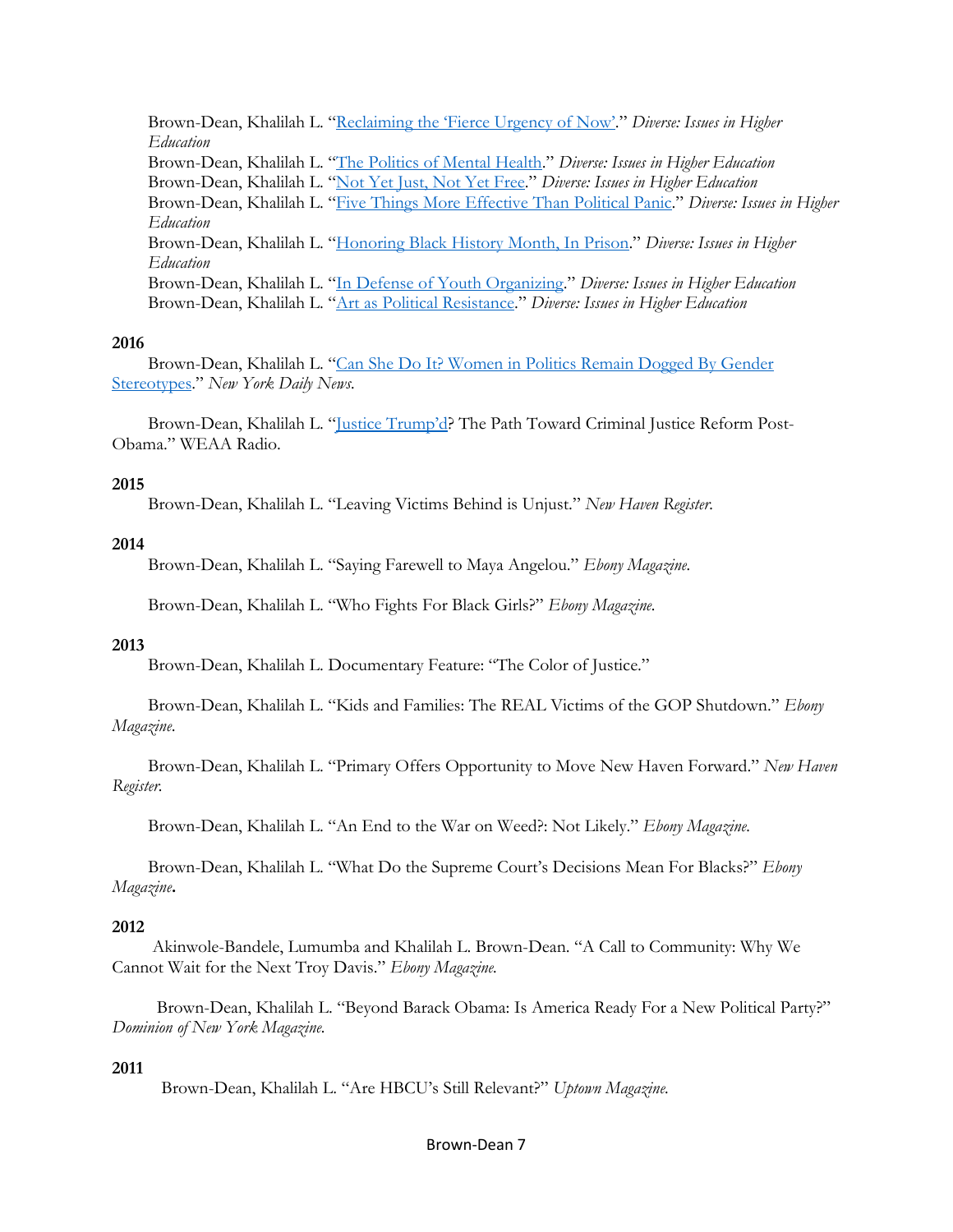Brown-Dean, Khalilah L. "Reclaiming the 'Fierce Urgency of Now'." *Diverse: Issues in Higher Education*

Brown-Dean, Khalilah L. "The Politics of Mental Health." *Diverse: Issues in Higher Education*

Brown-Dean, Khalilah L. "Not Yet Just, Not Yet Free." *Diverse: Issues in Higher Education*

Brown-Dean, Khalilah L. "Five Things More Effective Than Political Panic." *Diverse: Issues in Higher Education*

Brown-Dean, Khalilah L. "Honoring Black History Month, In Prison." *Diverse: Issues in Higher Education*

Brown-Dean, Khalilah L. "In Defense of Youth Organizing." *Diverse: Issues in Higher Education*

Brown-Dean, Khalilah L. "Art as Political Resistance." *Diverse: Issues in Higher Education*

**2016**

Brown-Dean, Khalilah L. "Can She Do It? Women in Politics Remain Dogged By Gender Stereotypes." *New York Daily News*.

Brown-Dean, Khalilah L. "Justice Trump'd? The Path Toward Criminal Justice Reform Post-Obama." WEAA Radio.

**2015**

Brown-Dean, Khalilah L. "Leaving Victims Behind is Unjust." *New Haven Register*.

**2014**

Brown-Dean, Khalilah L. "Saying Farewell to Maya Angelou." *Ebony Magazine*.

Brown-Dean, Khalilah L. "Who Fights For Black Girls?" *Ebony Magazine*.

**2013**

Brown-Dean, Khalilah L. Documentary Feature: "The Color of Justice."

Brown-Dean, Khalilah L. "Kids and Families: The REAL Victims of the GOP Shutdown." *Ebony Magazine*.

Brown-Dean, Khalilah L. "Primary Offers Opportunity to Move New Haven Forward." *New Haven Register*.

Brown-Dean, Khalilah L. "An End to the War on Weed?: Not Likely." *Ebony Magazine*.

Brown-Dean, Khalilah L. "What Do the Supreme Court's Decisions Mean For Blacks?" *Ebony Magazine*.

**2012**

Akinwole-Bandele, Lumumba and Khalilah L. Brown-Dean. "A Call to Community: Why We Cannot Wait for the Next Troy Davis." *Ebony Magazine*.

Brown-Dean, Khalilah L. "Beyond Barack Obama: Is America Ready For a New Political Party?" *Dominion of New York Magazine*.

**2011**

Brown-Dean, Khalilah L. "Are HBCU's Still Relevant?" *Uptown Magazine*.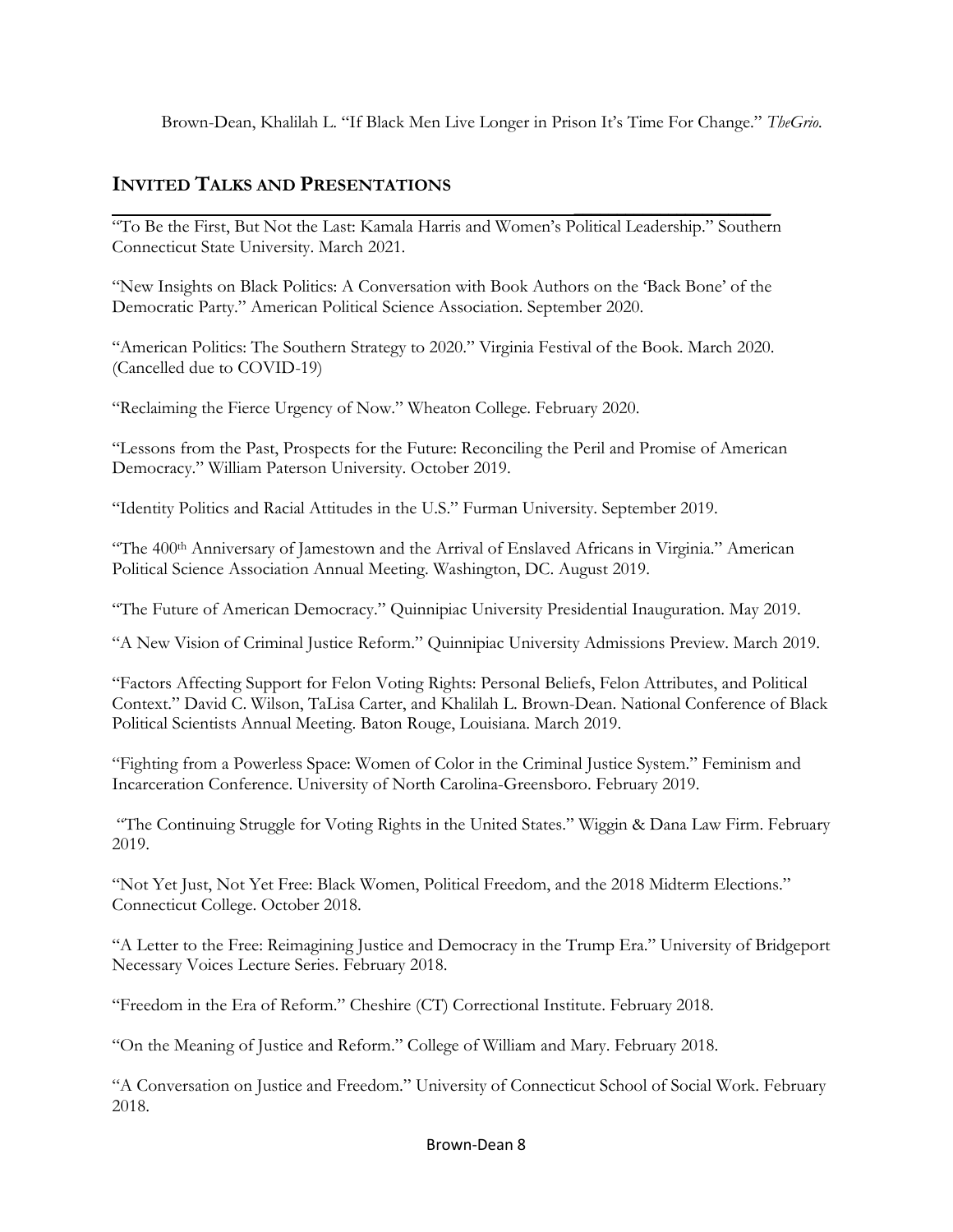Brown-Dean, Khalilah L. "If Black Men Live Longer in Prison It's Time For Change." *TheGrio.*

## INVITED TALKS AND PRESENTATIONS

"To Be the First, But Not the Last: Kamala Harris and Women's Political Leadership." Southern Connecticut State University. March 2021.

"New Insights on Black Politics: A Conversation with Book Authors on the 'Back Bone' of the Democratic Party." American Political Science Association. September 2020.

"American Politics: The Southern Strategy to 2020." Virginia Festival of the Book. March 2020. (Cancelled due to COVID-19)

"Reclaiming the Fierce Urgency of Now." Wheaton College. February 2020.

"Lessons from the Past, Prospects for the Future: Reconciling the Peril and Promise of American Democracy." William Paterson University. October 2019.

"Identity Politics and Racial Attitudes in the U.S." Furman University. September 2019.

"The 400th Anniversary of Jamestown and the Arrival of Enslaved Africans in Virginia." American Political Science Association Annual Meeting. Washington, DC. August 2019.

"The Future of American Democracy." Quinnipiac University Presidential Inauguration. May 2019.

"A New Vision of Criminal Justice Reform." Quinnipiac University Admissions Preview. March 2019.

"Factors Affecting Support for Felon Voting Rights: Personal Beliefs, Felon Attributes, and Political Context." David C. Wilson, TaLisa Carter, and Khalilah L. Brown-Dean. National Conference of Black Political Scientists Annual Meeting. Baton Rouge, Louisiana. March 2019.

"Fighting from a Powerless Space: Women of Color in the Criminal Justice System." Feminism and Incarceration Conference. University of North Carolina-Greensboro. February 2019.

"The Continuing Struggle for Voting Rights in the United States." Wiggin & Dana Law Firm. February 2019.

"Not Yet Just, Not Yet Free: Black Women, Political Freedom, and the 2018 Midterm Elections." Connecticut College. October 2018.

"A Letter to the Free: Reimagining Justice and Democracy in the Trump Era." University of Bridgeport Necessary Voices Lecture Series. February 2018.

"Freedom in the Era of Reform." Cheshire (CT) Correctional Institute. February 2018.

"On the Meaning of Justice and Reform." College of William and Mary. February 2018.

"A Conversation on Justice and Freedom." University of Connecticut School of Social Work. February 2018.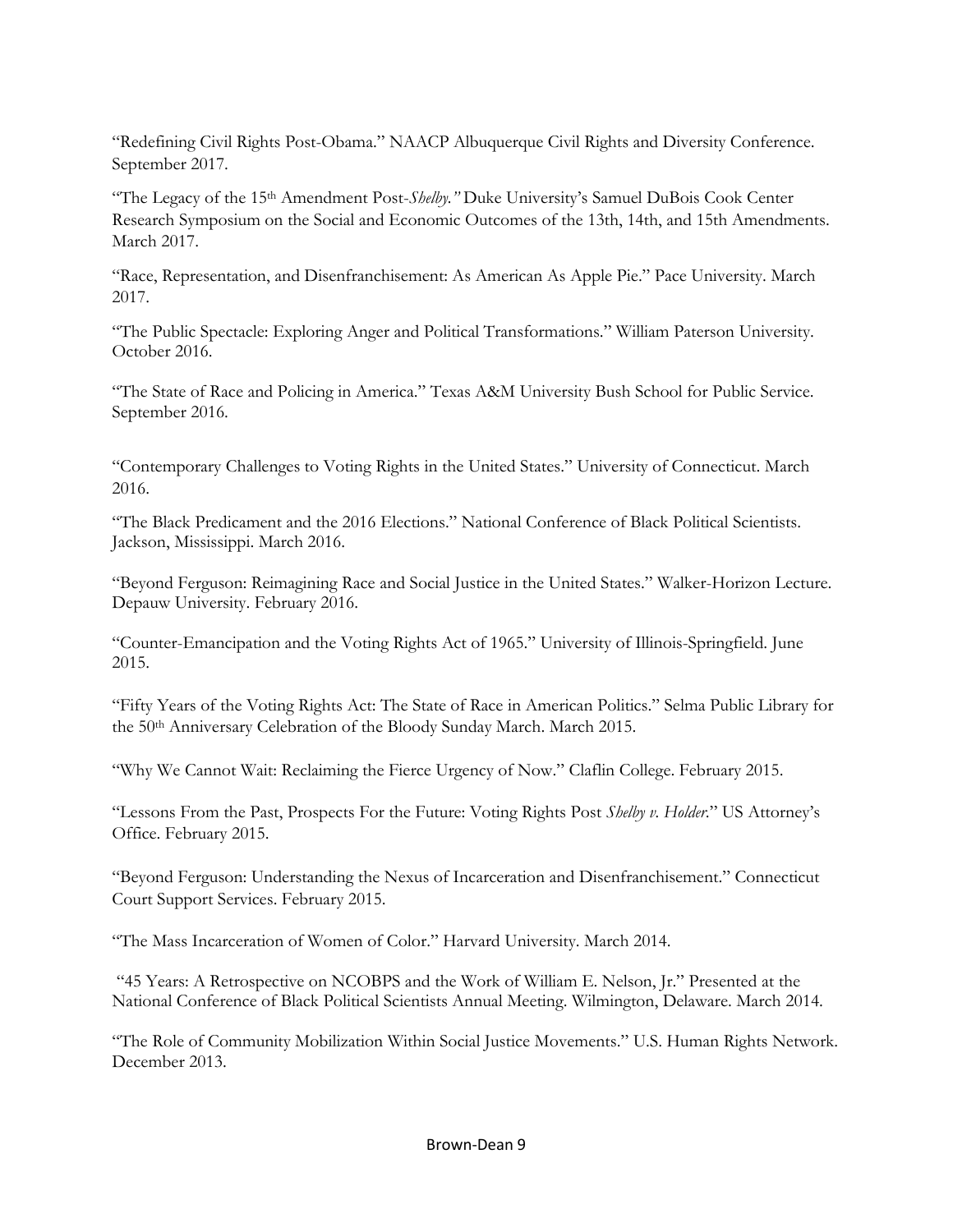"Redefining Civil Rights Post-Obama." NAACP Albuquerque Civil Rights and Diversity Conference. September 2017.

"The Legacy of the 15th Amendment Post-*Shelby*." Duke University's Samuel DuBois Cook Center Research Symposium on the Social and Economic Outcomes of the 13th, 14th, and 15th Amendments. March 2017.

"Race, Representation, and Disenfranchisement: As American As Apple Pie." Pace University. March 2017.

"The Public Spectacle: Exploring Anger and Political Transformations." William Paterson University. October 2016.

"The State of Race and Policing in America." Texas A&M University Bush School for Public Service. September 2016.

"Contemporary Challenges to Voting Rights in the United States." University of Connecticut. March 2016.

"The Black Predicament and the 2016 Elections." National Conference of Black Political Scientists. Jackson, Mississippi. March 2016.

"Beyond Ferguson: Reimagining Race and Social Justice in the United States." Walker-Horizon Lecture. Depauw University. February 2016.

"Counter-Emancipation and the Voting Rights Act of 1965." University of Illinois-Springfield. June 2015.

"Fifty Years of the Voting Rights Act: The State of Race in American Politics." Selma Public Library for the 50th Anniversary Celebration of the Bloody Sunday March. March 2015.

"Why We Cannot Wait: Reclaiming the Fierce Urgency of Now." Claflin College. February 2015.

"Lessons From the Past, Prospects For the Future: Voting Rights Post *Shelby v. Holder*." US Attorney's Office. February 2015.

"Beyond Ferguson: Understanding the Nexus of Incarceration and Disenfranchisement." Connecticut Court Support Services. February 2015.

"The Mass Incarceration of Women of Color." Harvard University. March 2014.

"45 Years: A Retrospective on NCOBPS and the Work of William E. Nelson, Jr." Presented at the National Conference of Black Political Scientists Annual Meeting. Wilmington, Delaware. March 2014.

"The Role of Community Mobilization Within Social Justice Movements." U.S. Human Rights Network. December 2013.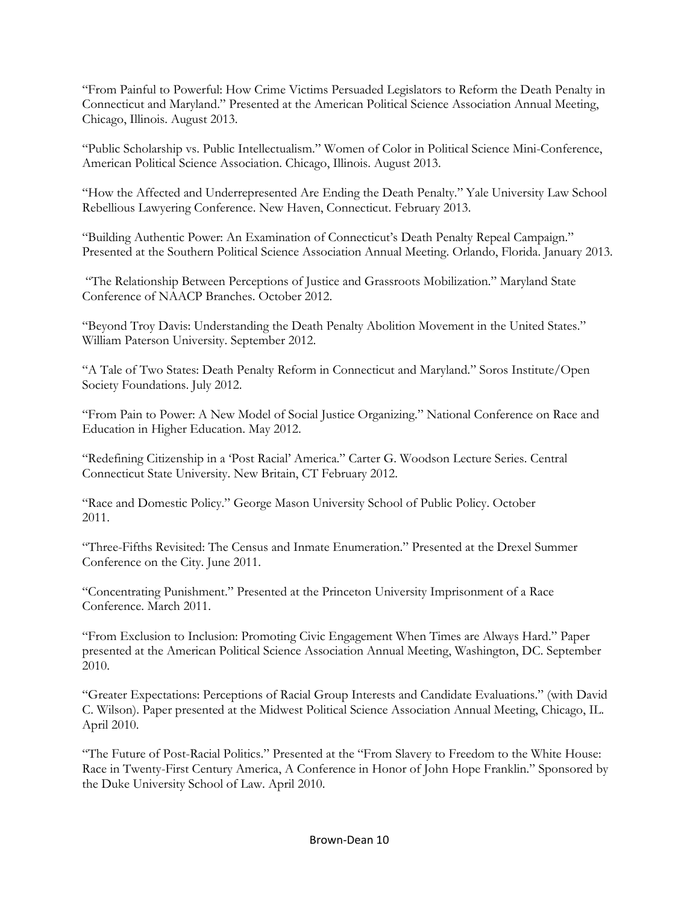"From Painful to Powerful: How Crime Victims Persuaded Legislators to Reform the Death Penalty in Connecticut and Maryland." Presented at the American Political Science Association Annual Meeting, Chicago, Illinois. August 2013.

"Public Scholarship vs. Public Intellectualism." Women of Color in Political Science Mini-Conference, American Political Science Association. Chicago, Illinois. August 2013.

"How the Affected and Underrepresented Are Ending the Death Penalty." Yale University Law School Rebellious Lawyering Conference. New Haven, Connecticut. February 2013.

"Building Authentic Power: An Examination of Connecticut's Death Penalty Repeal Campaign." Presented at the Southern Political Science Association Annual Meeting. Orlando, Florida. January 2013.

"The Relationship Between Perceptions of Justice and Grassroots Mobilization." Maryland State Conference of NAACP Branches. October 2012.

"Beyond Troy Davis: Understanding the Death Penalty Abolition Movement in the United States." William Paterson University. September 2012.

"A Tale of Two States: Death Penalty Reform in Connecticut and Maryland." Soros Institute/Open Society Foundations. July 2012.

"From Pain to Power: A New Model of Social Justice Organizing." National Conference on Race and Education in Higher Education. May 2012.

"Redefining Citizenship in a 'Post Racial' America." Carter G. Woodson Lecture Series. Central Connecticut State University. New Britain, CT February 2012.

"Race and Domestic Policy." George Mason University School of Public Policy. October 2011.

"Three-Fifths Revisited: The Census and Inmate Enumeration." Presented at the Drexel Summer Conference on the City. June 2011.

"Concentrating Punishment." Presented at the Princeton University Imprisonment of a Race Conference. March 2011.

"From Exclusion to Inclusion: Promoting Civic Engagement When Times are Always Hard." Paper presented at the American Political Science Association Annual Meeting, Washington, DC. September 2010.

"Greater Expectations: Perceptions of Racial Group Interests and Candidate Evaluations." (with David C. Wilson). Paper presented at the Midwest Political Science Association Annual Meeting, Chicago, IL. April 2010.

"The Future of Post-Racial Politics." Presented at the "From Slavery to Freedom to the White House: Race in Twenty-First Century America, A Conference in Honor of John Hope Franklin." Sponsored by the Duke University School of Law. April 2010.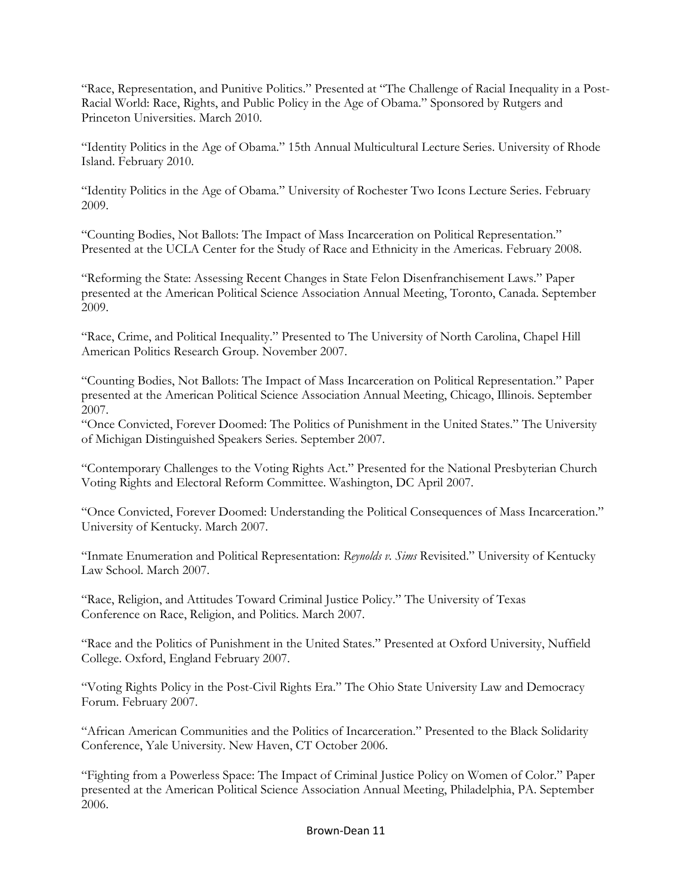"Race, Representation, and Punitive Politics." Presented at "The Challenge of Racial Inequality in a Post-Racial World: Race, Rights, and Public Policy in the Age of Obama." Sponsored by Rutgers and Princeton Universities. March 2010.

"Identity Politics in the Age of Obama." 15th Annual Multicultural Lecture Series. University of Rhode Island. February 2010.

"Identity Politics in the Age of Obama." University of Rochester Two Icons Lecture Series. February 2009.

"Counting Bodies, Not Ballots: The Impact of Mass Incarceration on Political Representation." Presented at the UCLA Center for the Study of Race and Ethnicity in the Americas. February 2008.

"Reforming the State: Assessing Recent Changes in State Felon Disenfranchisement Laws." Paper presented at the American Political Science Association Annual Meeting, Toronto, Canada. September 2009.

"Race, Crime, and Political Inequality." Presented to The University of North Carolina, Chapel Hill American Politics Research Group. November 2007.

"Counting Bodies, Not Ballots: The Impact of Mass Incarceration on Political Representation." Paper presented at the American Political Science Association Annual Meeting, Chicago, Illinois. September 2007.

"Once Convicted, Forever Doomed: The Politics of Punishment in the United States." The University of Michigan Distinguished Speakers Series. September 2007.

"Contemporary Challenges to the Voting Rights Act." Presented for the National Presbyterian Church Voting Rights and Electoral Reform Committee. Washington, DC April 2007.

"Once Convicted, Forever Doomed: Understanding the Political Consequences of Mass Incarceration." University of Kentucky. March 2007.

"Inmate Enumeration and Political Representation: *Reynolds v. Sims* Revisited." University of Kentucky Law School. March 2007.

"Race, Religion, and Attitudes Toward Criminal Justice Policy." The University of Texas Conference on Race, Religion, and Politics. March 2007.

"Race and the Politics of Punishment in the United States." Presented at Oxford University, Nuffield College. Oxford, England February 2007.

"Voting Rights Policy in the Post-Civil Rights Era." The Ohio State University Law and Democracy Forum. February 2007.

"African American Communities and the Politics of Incarceration." Presented to the Black Solidarity Conference, Yale University. New Haven, CT October 2006.

"Fighting from a Powerless Space: The Impact of Criminal Justice Policy on Women of Color." Paper presented at the American Political Science Association Annual Meeting, Philadelphia, PA. September 2006.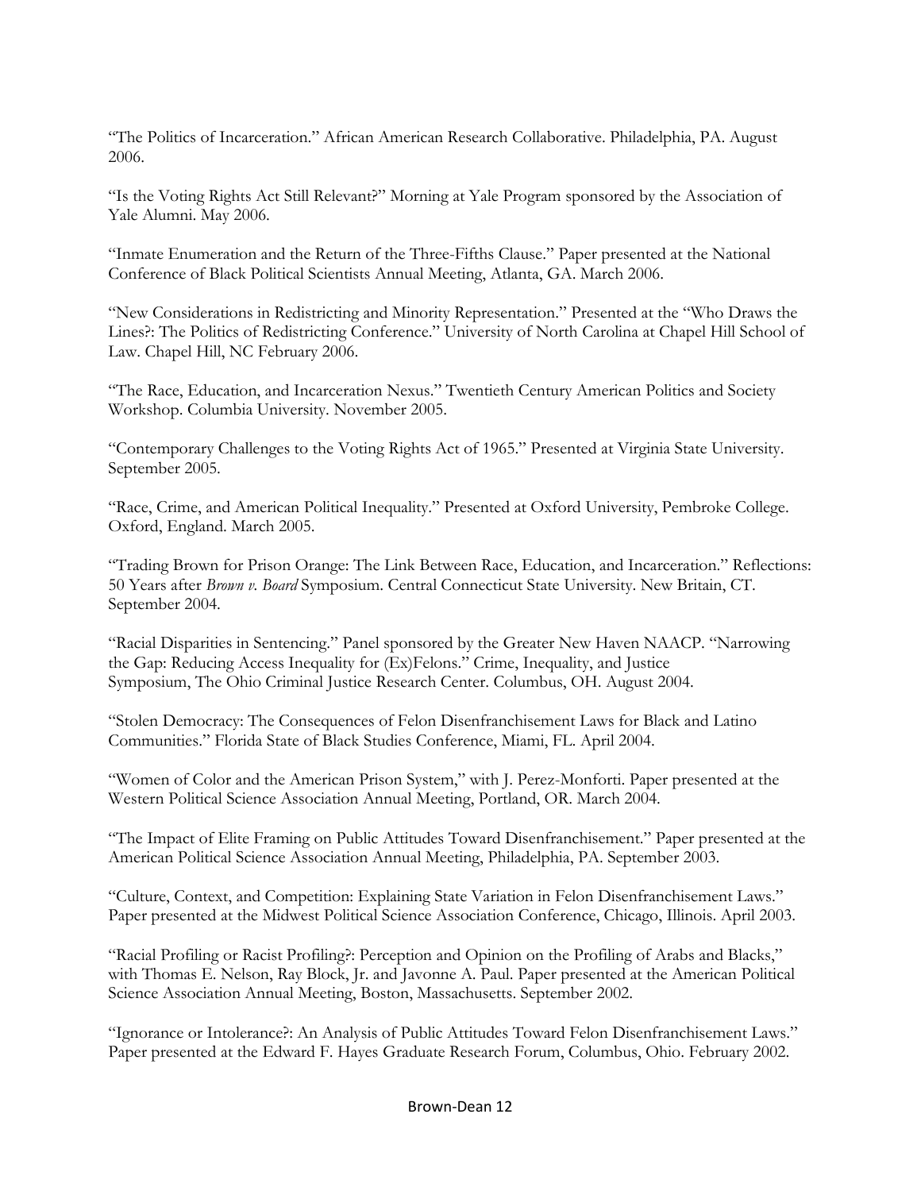"The Politics of Incarceration." African American Research Collaborative. Philadelphia, PA. August 2006.

"Is the Voting Rights Act Still Relevant?" Morning at Yale Program sponsored by the Association of Yale Alumni. May 2006.

"Inmate Enumeration and the Return of the Three-Fifths Clause." Paper presented at the National Conference of Black Political Scientists Annual Meeting, Atlanta, GA. March 2006.

"New Considerations in Redistricting and Minority Representation." Presented at the "Who Draws the Lines?: The Politics of Redistricting Conference." University of North Carolina at Chapel Hill School of Law. Chapel Hill, NC February 2006.

"The Race, Education, and Incarceration Nexus." Twentieth Century American Politics and Society Workshop. Columbia University. November 2005.

"Contemporary Challenges to the Voting Rights Act of 1965." Presented at Virginia State University. September 2005.

"Race, Crime, and American Political Inequality." Presented at Oxford University, Pembroke College. Oxford, England. March 2005.

"Trading Brown for Prison Orange: The Link Between Race, Education, and Incarceration." Reflections: 50 Years after *Brown v. Board* Symposium. Central Connecticut State University. New Britain, CT. September 2004.

"Racial Disparities in Sentencing." Panel sponsored by the Greater New Haven NAACP. "Narrowing the Gap: Reducing Access Inequality for (Ex)Felons." Crime, Inequality, and Justice Symposium, The Ohio Criminal Justice Research Center. Columbus, OH. August 2004.

"Stolen Democracy: The Consequences of Felon Disenfranchisement Laws for Black and Latino Communities." Florida State of Black Studies Conference, Miami, FL. April 2004.

"Women of Color and the American Prison System," with J. Perez-Monforti. Paper presented at the Western Political Science Association Annual Meeting, Portland, OR. March 2004.

"The Impact of Elite Framing on Public Attitudes Toward Disenfranchisement." Paper presented at the American Political Science Association Annual Meeting, Philadelphia, PA. September 2003.

"Culture, Context, and Competition: Explaining State Variation in Felon Disenfranchisement Laws." Paper presented at the Midwest Political Science Association Conference, Chicago, Illinois. April 2003.

"Racial Profiling or Racist Profiling?: Perception and Opinion on the Profiling of Arabs and Blacks," with Thomas E. Nelson, Ray Block, Jr. and Javonne A. Paul. Paper presented at the American Political Science Association Annual Meeting, Boston, Massachusetts. September 2002.

"Ignorance or Intolerance?: An Analysis of Public Attitudes Toward Felon Disenfranchisement Laws." Paper presented at the Edward F. Hayes Graduate Research Forum, Columbus, Ohio. February 2002.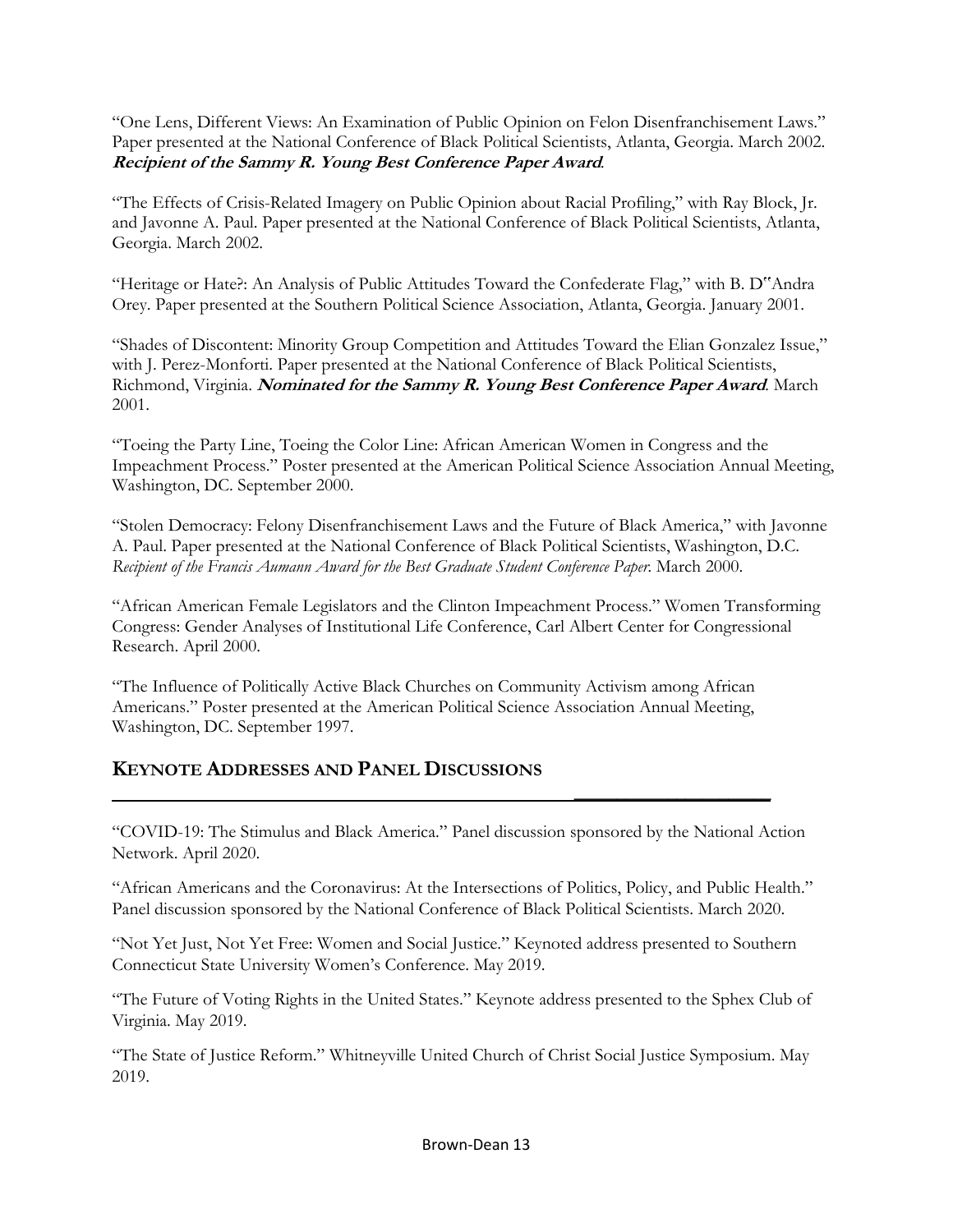"One Lens, Different Views: An Examination of Public Opinion on Felon Disenfranchisement Laws." Paper presented at the National Conference of Black Political Scientists, Atlanta, Georgia. March 2002. ***Recipient of the Sammy R. Young Best Conference Paper Award***.

"The Effects of Crisis-Related Imagery on Public Opinion about Racial Profiling," with Ray Block, Jr. and Javonne A. Paul. Paper presented at the National Conference of Black Political Scientists, Atlanta, Georgia. March 2002.

"Heritage or Hate?: An Analysis of Public Attitudes Toward the Confederate Flag," with B. D"Andra Orey. Paper presented at the Southern Political Science Association, Atlanta, Georgia. January 2001.

"Shades of Discontent: Minority Group Competition and Attitudes Toward the Elian Gonzalez Issue," with J. Perez-Monforti. Paper presented at the National Conference of Black Political Scientists, Richmond, Virginia. ***Nominated for the Sammy R. Young Best Conference Paper Award***. March 2001.

"Toeing the Party Line, Toeing the Color Line: African American Women in Congress and the Impeachment Process." Poster presented at the American Political Science Association Annual Meeting, Washington, DC. September 2000.

"Stolen Democracy: Felony Disenfranchisement Laws and the Future of Black America," with Javonne A. Paul. Paper presented at the National Conference of Black Political Scientists, Washington, D.C. *Recipient of the Francis Aumann Award for the Best Graduate Student Conference Paper*. March 2000.

"African American Female Legislators and the Clinton Impeachment Process." Women Transforming Congress: Gender Analyses of Institutional Life Conference, Carl Albert Center for Congressional Research. April 2000.

"The Influence of Politically Active Black Churches on Community Activism among African Americans." Poster presented at the American Political Science Association Annual Meeting, Washington, DC. September 1997.

## KEYNOTE ADDRESSES AND PANEL DISCUSSIONS

"COVID-19: The Stimulus and Black America." Panel discussion sponsored by the National Action Network. April 2020.

"African Americans and the Coronavirus: At the Intersections of Politics, Policy, and Public Health." Panel discussion sponsored by the National Conference of Black Political Scientists. March 2020.

"Not Yet Just, Not Yet Free: Women and Social Justice." Keynoted address presented to Southern Connecticut State University Women's Conference. May 2019.

"The Future of Voting Rights in the United States." Keynote address presented to the Sphex Club of Virginia. May 2019.

"The State of Justice Reform." Whitneyville United Church of Christ Social Justice Symposium. May 2019.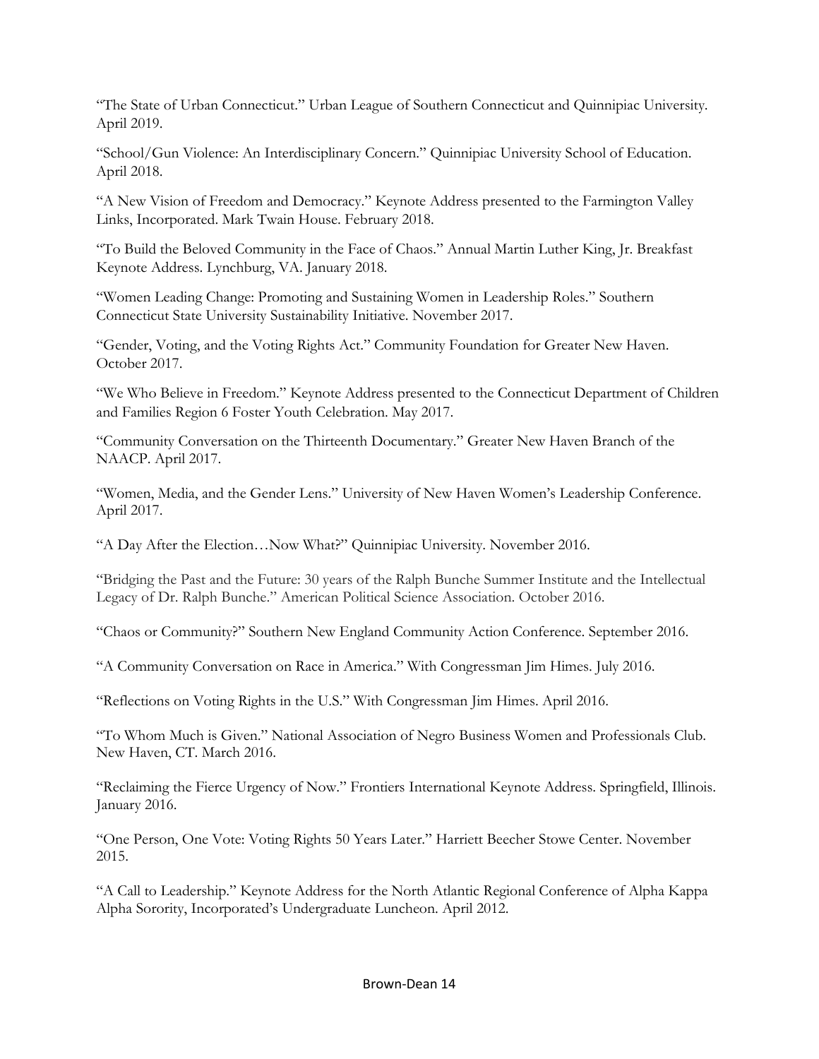"The State of Urban Connecticut." Urban League of Southern Connecticut and Quinnipiac University. April 2019.

"School/Gun Violence: An Interdisciplinary Concern." Quinnipiac University School of Education. April 2018.

"A New Vision of Freedom and Democracy." Keynote Address presented to the Farmington Valley Links, Incorporated. Mark Twain House. February 2018.

"To Build the Beloved Community in the Face of Chaos." Annual Martin Luther King, Jr. Breakfast Keynote Address. Lynchburg, VA. January 2018.

"Women Leading Change: Promoting and Sustaining Women in Leadership Roles." Southern Connecticut State University Sustainability Initiative. November 2017.

"Gender, Voting, and the Voting Rights Act." Community Foundation for Greater New Haven. October 2017.

"We Who Believe in Freedom." Keynote Address presented to the Connecticut Department of Children and Families Region 6 Foster Youth Celebration. May 2017.

"Community Conversation on the Thirteenth Documentary." Greater New Haven Branch of the NAACP. April 2017.

"Women, Media, and the Gender Lens." University of New Haven Women's Leadership Conference. April 2017.

"A Day After the Election…Now What?" Quinnipiac University. November 2016.

"Bridging the Past and the Future: 30 years of the Ralph Bunche Summer Institute and the Intellectual Legacy of Dr. Ralph Bunche." American Political Science Association. October 2016.

"Chaos or Community?" Southern New England Community Action Conference. September 2016.

"A Community Conversation on Race in America." With Congressman Jim Himes. July 2016.

"Reflections on Voting Rights in the U.S." With Congressman Jim Himes. April 2016.

"To Whom Much is Given." National Association of Negro Business Women and Professionals Club. New Haven, CT. March 2016.

"Reclaiming the Fierce Urgency of Now." Frontiers International Keynote Address. Springfield, Illinois. January 2016.

"One Person, One Vote: Voting Rights 50 Years Later." Harriett Beecher Stowe Center. November 2015.

"A Call to Leadership." Keynote Address for the North Atlantic Regional Conference of Alpha Kappa Alpha Sorority, Incorporated's Undergraduate Luncheon. April 2012.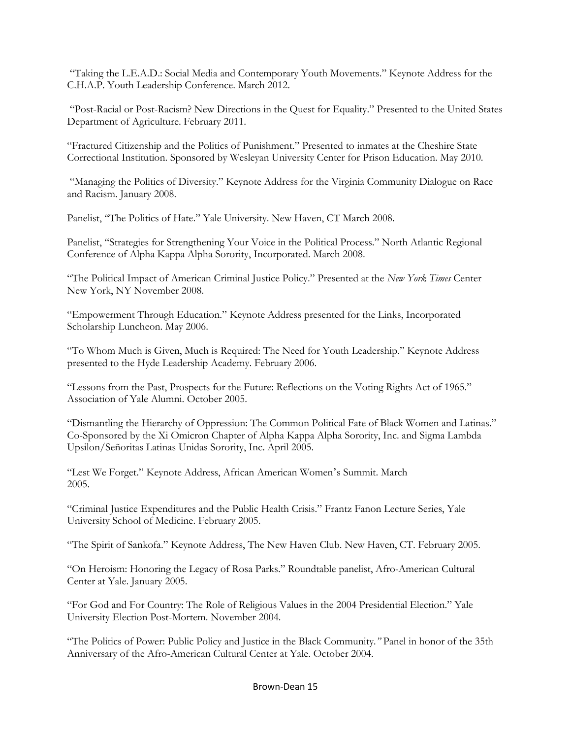"Taking the L.E.A.D.: Social Media and Contemporary Youth Movements." Keynote Address for the C.H.A.P. Youth Leadership Conference. March 2012.

"Post-Racial or Post-Racism? New Directions in the Quest for Equality." Presented to the United States Department of Agriculture. February 2011.

"Fractured Citizenship and the Politics of Punishment." Presented to inmates at the Cheshire State Correctional Institution. Sponsored by Wesleyan University Center for Prison Education. May 2010.

"Managing the Politics of Diversity." Keynote Address for the Virginia Community Dialogue on Race and Racism. January 2008.

Panelist, "The Politics of Hate." Yale University. New Haven, CT March 2008.

Panelist, "Strategies for Strengthening Your Voice in the Political Process." North Atlantic Regional Conference of Alpha Kappa Alpha Sorority, Incorporated. March 2008.

"The Political Impact of American Criminal Justice Policy." Presented at the *New York Times* Center New York, NY November 2008.

"Empowerment Through Education." Keynote Address presented for the Links, Incorporated Scholarship Luncheon. May 2006.

"To Whom Much is Given, Much is Required: The Need for Youth Leadership." Keynote Address presented to the Hyde Leadership Academy. February 2006.

"Lessons from the Past, Prospects for the Future: Reflections on the Voting Rights Act of 1965." Association of Yale Alumni. October 2005.

"Dismantling the Hierarchy of Oppression: The Common Political Fate of Black Women and Latinas." Co-Sponsored by the Xi Omicron Chapter of Alpha Kappa Alpha Sorority, Inc. and Sigma Lambda Upsilon/Señoritas Latinas Unidas Sorority, Inc. April 2005.

"Lest We Forget." Keynote Address, African American Women's Summit. March 2005.

"Criminal Justice Expenditures and the Public Health Crisis." Frantz Fanon Lecture Series, Yale University School of Medicine. February 2005.

"The Spirit of Sankofa." Keynote Address, The New Haven Club. New Haven, CT. February 2005.

"On Heroism: Honoring the Legacy of Rosa Parks." Roundtable panelist, Afro-American Cultural Center at Yale. January 2005.

"For God and For Country: The Role of Religious Values in the 2004 Presidential Election." Yale University Election Post-Mortem. November 2004.

"The Politics of Power: Public Policy and Justice in the Black Community." Panel in honor of the 35th Anniversary of the Afro-American Cultural Center at Yale. October 2004.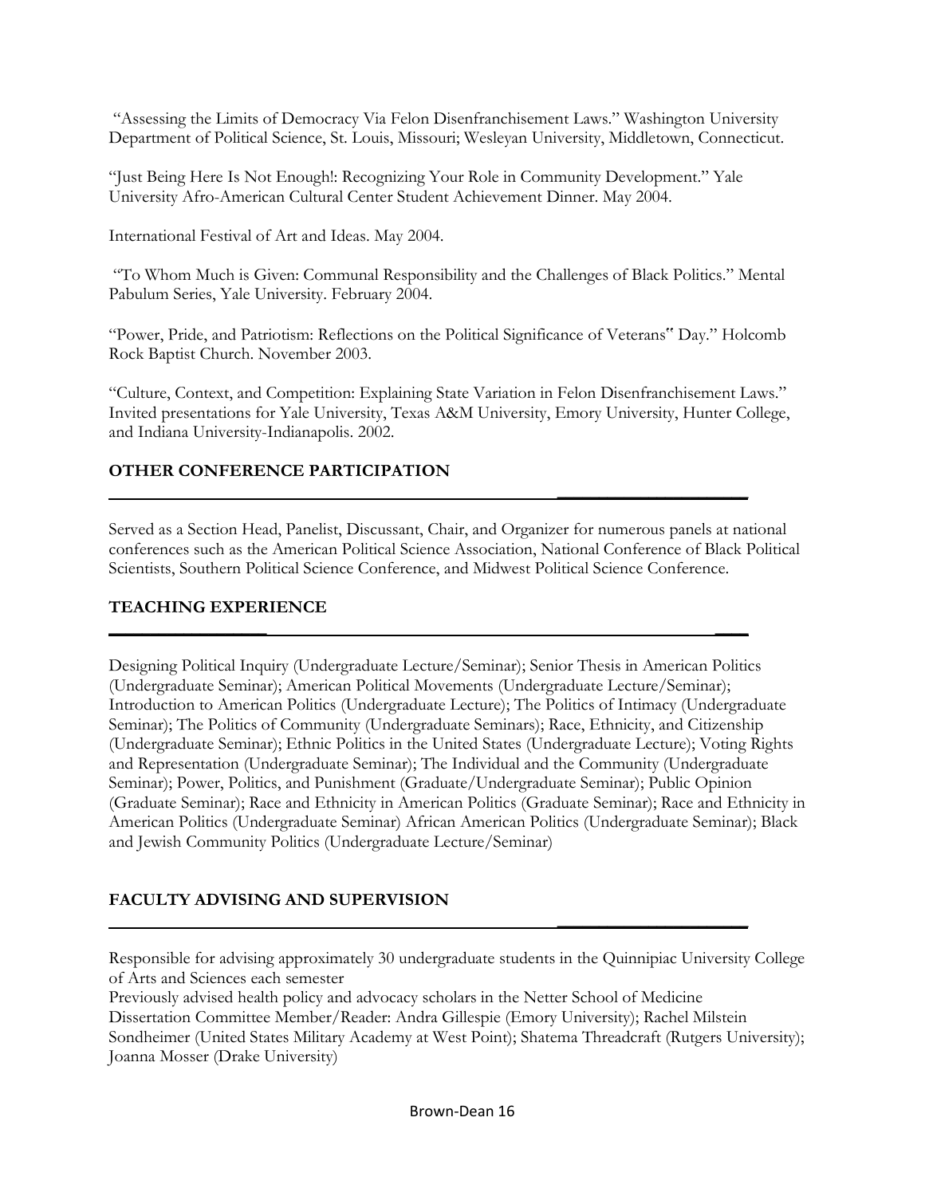"Assessing the Limits of Democracy Via Felon Disenfranchisement Laws." Washington University Department of Political Science, St. Louis, Missouri; Wesleyan University, Middletown, Connecticut.

"Just Being Here Is Not Enough!: Recognizing Your Role in Community Development." Yale University Afro-American Cultural Center Student Achievement Dinner. May 2004.

International Festival of Art and Ideas. May 2004.

"To Whom Much is Given: Communal Responsibility and the Challenges of Black Politics." Mental Pabulum Series, Yale University. February 2004.

"Power, Pride, and Patriotism: Reflections on the Political Significance of Veterans" Day." Holcomb Rock Baptist Church. November 2003.

"Culture, Context, and Competition: Explaining State Variation in Felon Disenfranchisement Laws." Invited presentations for Yale University, Texas A&M University, Emory University, Hunter College, and Indiana University-Indianapolis. 2002.

## OTHER CONFERENCE PARTICIPATION

Served as a Section Head, Panelist, Discussant, Chair, and Organizer for numerous panels at national conferences such as the American Political Science Association, National Conference of Black Political Scientists, Southern Political Science Conference, and Midwest Political Science Conference.

## TEACHING EXPERIENCE

Designing Political Inquiry (Undergraduate Lecture/Seminar); Senior Thesis in American Politics (Undergraduate Seminar); American Political Movements (Undergraduate Lecture/Seminar); Introduction to American Politics (Undergraduate Lecture); The Politics of Intimacy (Undergraduate Seminar); The Politics of Community (Undergraduate Seminars); Race, Ethnicity, and Citizenship (Undergraduate Seminar); Ethnic Politics in the United States (Undergraduate Lecture); Voting Rights and Representation (Undergraduate Seminar); The Individual and the Community (Undergraduate Seminar); Power, Politics, and Punishment (Graduate/Undergraduate Seminar); Public Opinion (Graduate Seminar); Race and Ethnicity in American Politics (Graduate Seminar); Race and Ethnicity in American Politics (Undergraduate Seminar) African American Politics (Undergraduate Seminar); Black and Jewish Community Politics (Undergraduate Lecture/Seminar)

## FACULTY ADVISING AND SUPERVISION

Responsible for advising approximately 30 undergraduate students in the Quinnipiac University College of Arts and Sciences each semester

Previously advised health policy and advocacy scholars in the Netter School of Medicine

Dissertation Committee Member/Reader: Andra Gillespie (Emory University); Rachel Milstein Sondheimer (United States Military Academy at West Point); Shatema Threadcraft (Rutgers University); Joanna Mosser (Drake University)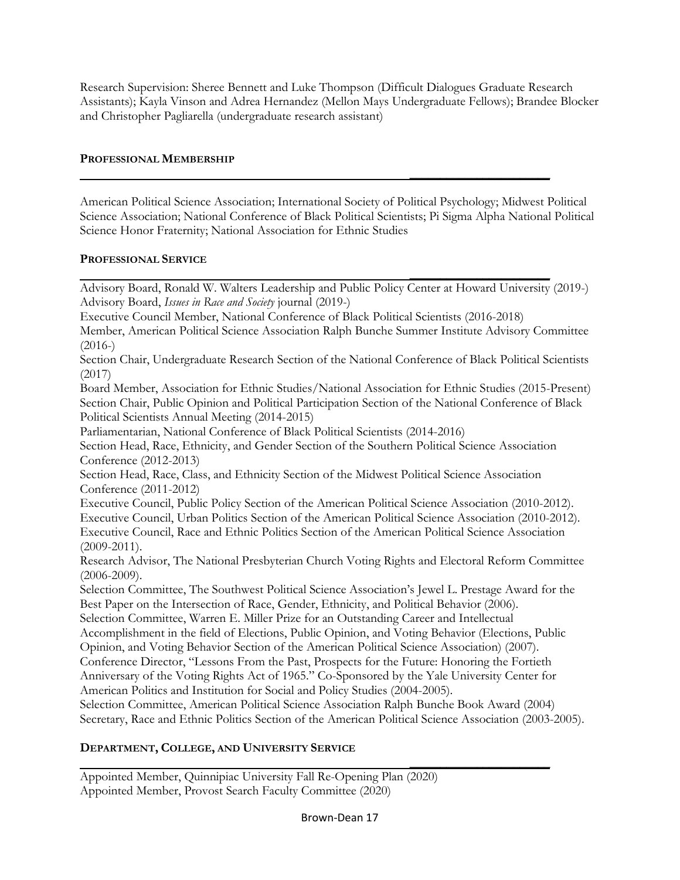Research Supervision: Sheree Bennett and Luke Thompson (Difficult Dialogues Graduate Research Assistants); Kayla Vinson and Adrea Hernandez (Mellon Mays Undergraduate Fellows); Brandee Blocker and Christopher Pagliarella (undergraduate research assistant)

## PROFESSIONAL MEMBERSHIP

American Political Science Association; International Society of Political Psychology; Midwest Political Science Association; National Conference of Black Political Scientists; Pi Sigma Alpha National Political Science Honor Fraternity; National Association for Ethnic Studies

## PROFESSIONAL SERVICE

Advisory Board, Ronald W. Walters Leadership and Public Policy Center at Howard University (2019-)
Advisory Board, *Issues in Race and Society* journal (2019-)
Executive Council Member, National Conference of Black Political Scientists (2016-2018)
Member, American Political Science Association Ralph Bunche Summer Institute Advisory Committee (2016-)
Section Chair, Undergraduate Research Section of the National Conference of Black Political Scientists (2017)
Board Member, Association for Ethnic Studies/National Association for Ethnic Studies (2015-Present)
Section Chair, Public Opinion and Political Participation Section of the National Conference of Black Political Scientists Annual Meeting (2014-2015)
Parliamentarian, National Conference of Black Political Scientists (2014-2016)
Section Head, Race, Ethnicity, and Gender Section of the Southern Political Science Association Conference (2012-2013)
Section Head, Race, Class, and Ethnicity Section of the Midwest Political Science Association Conference (2011-2012)
Executive Council, Public Policy Section of the American Political Science Association (2010-2012).
Executive Council, Urban Politics Section of the American Political Science Association (2010-2012).
Executive Council, Race and Ethnic Politics Section of the American Political Science Association (2009-2011).
Research Advisor, The National Presbyterian Church Voting Rights and Electoral Reform Committee (2006-2009).
Selection Committee, The Southwest Political Science Association's Jewel L. Prestage Award for the Best Paper on the Intersection of Race, Gender, Ethnicity, and Political Behavior (2006).
Selection Committee, Warren E. Miller Prize for an Outstanding Career and Intellectual Accomplishment in the field of Elections, Public Opinion, and Voting Behavior (Elections, Public Opinion, and Voting Behavior Section of the American Political Science Association) (2007).
Conference Director, "Lessons From the Past, Prospects for the Future: Honoring the Fortieth Anniversary of the Voting Rights Act of 1965." Co-Sponsored by the Yale University Center for American Politics and Institution for Social and Policy Studies (2004-2005).
Selection Committee, American Political Science Association Ralph Bunche Book Award (2004)
Secretary, Race and Ethnic Politics Section of the American Political Science Association (2003-2005).

## DEPARTMENT, COLLEGE, AND UNIVERSITY SERVICE

Appointed Member, Quinnipiac University Fall Re-Opening Plan (2020)
Appointed Member, Provost Search Faculty Committee (2020)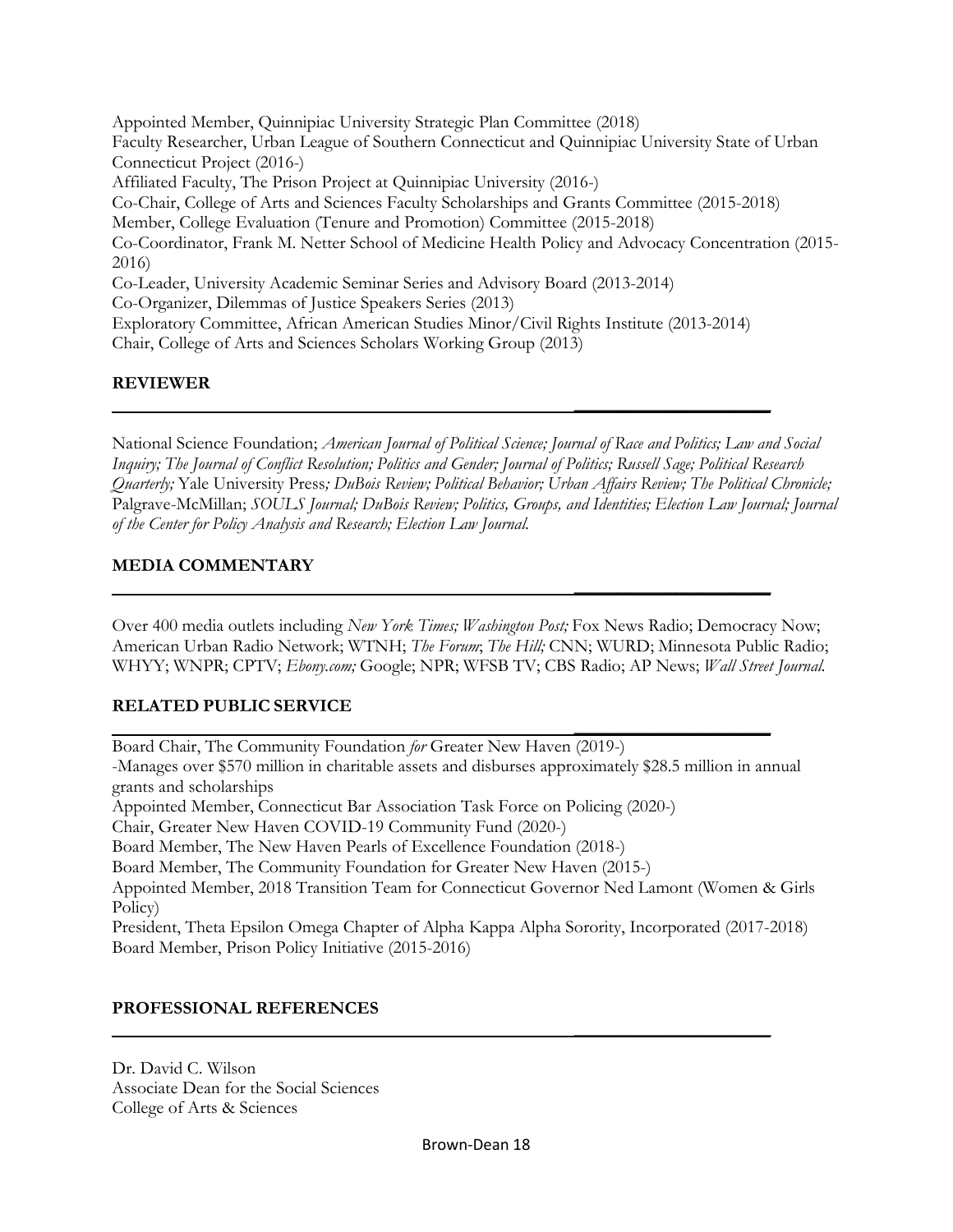Appointed Member, Quinnipiac University Strategic Plan Committee (2018)
Faculty Researcher, Urban League of Southern Connecticut and Quinnipiac University State of Urban Connecticut Project (2016-)
Affiliated Faculty, The Prison Project at Quinnipiac University (2016-)
Co-Chair, College of Arts and Sciences Faculty Scholarships and Grants Committee (2015-2018)
Member, College Evaluation (Tenure and Promotion) Committee (2015-2018)
Co-Coordinator, Frank M. Netter School of Medicine Health Policy and Advocacy Concentration (2015-2016)
Co-Leader, University Academic Seminar Series and Advisory Board (2013-2014)
Co-Organizer, Dilemmas of Justice Speakers Series (2013)
Exploratory Committee, African American Studies Minor/Civil Rights Institute (2013-2014)
Chair, College of Arts and Sciences Scholars Working Group (2013)

## REVIEWER

National Science Foundation; *American Journal of Political Science; Journal of Race and Politics; Law and Social Inquiry; The Journal of Conflict Resolution; Politics and Gender; Journal of Politics; Russell Sage; Political Research Quarterly;* Yale University Press*; DuBois Review; Political Behavior; Urban Affairs Review; The Political Chronicle;* Palgrave-McMillan; *SOULS Journal; DuBois Review; Politics, Groups, and Identities; Election Law Journal; Journal of the Center for Policy Analysis and Research; Election Law Journal.*

## MEDIA COMMENTARY

Over 400 media outlets including *New York Times; Washington Post;* Fox News Radio; Democracy Now; American Urban Radio Network; WTNH; *The Forum*; *The Hill;* CNN; WURD; Minnesota Public Radio; WHYY; WNPR; CPTV; *Ebony.com;* Google; NPR; WFSB TV; CBS Radio; AP News; *Wall Street Journal.*

## RELATED PUBLIC SERVICE

Board Chair, The Community Foundation *for* Greater New Haven (2019-)
-Manages over $570 million in charitable assets and disburses approximately $28.5 million in annual grants and scholarships
Appointed Member, Connecticut Bar Association Task Force on Policing (2020-)
Chair, Greater New Haven COVID-19 Community Fund (2020-)
Board Member, The New Haven Pearls of Excellence Foundation (2018-)
Board Member, The Community Foundation for Greater New Haven (2015-)
Appointed Member, 2018 Transition Team for Connecticut Governor Ned Lamont (Women & Girls Policy)
President, Theta Epsilon Omega Chapter of Alpha Kappa Alpha Sorority, Incorporated (2017-2018)
Board Member, Prison Policy Initiative (2015-2016)

## PROFESSIONAL REFERENCES

Dr. David C. Wilson
Associate Dean for the Social Sciences
College of Arts & Sciences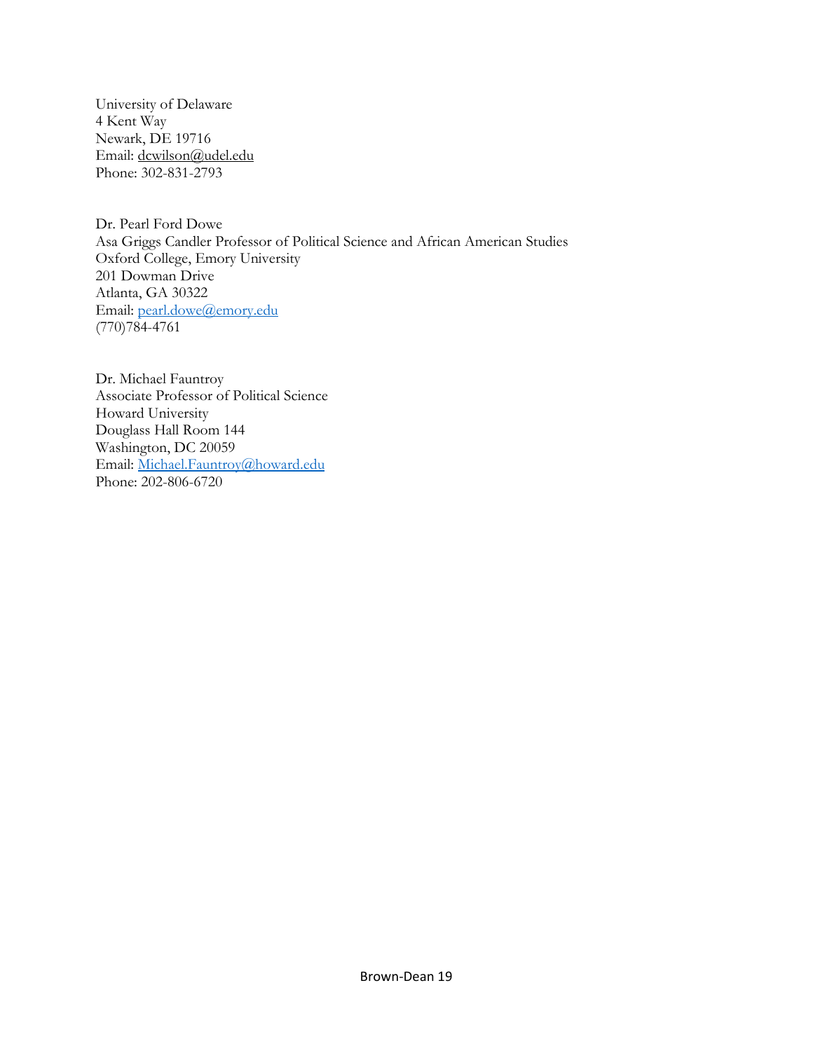University of Delaware
4 Kent Way
Newark, DE 19716
Email: dcwilson@udel.edu
Phone: 302-831-2793

Dr. Pearl Ford Dowe
Asa Griggs Candler Professor of Political Science and African American Studies
Oxford College, Emory University
201 Dowman Drive
Atlanta, GA 30322
Email: pearl.dowe@emory.edu
(770)784-4761

Dr. Michael Fauntroy
Associate Professor of Political Science
Howard University
Douglass Hall Room 144
Washington, DC 20059
Email: Michael.Fauntroy@howard.edu
Phone: 202-806-6720